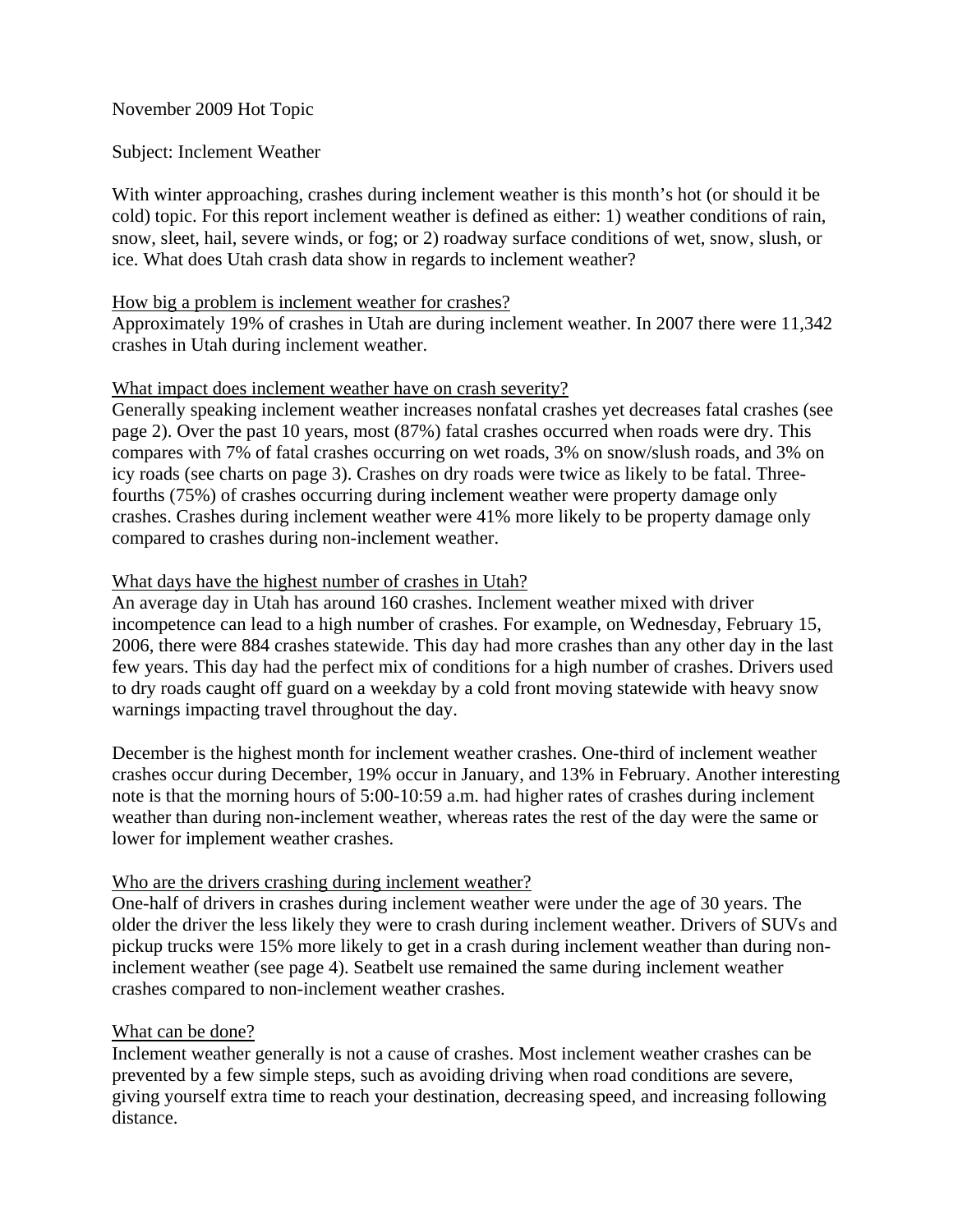November 2009 Hot Topic

Subject: Inclement Weather

With winter approaching, crashes during inclement weather is this month's hot (or should it be cold) topic. For this report inclement weather is defined as either: 1) weather conditions of rain, snow, sleet, hail, severe winds, or fog; or 2) roadway surface conditions of wet, snow, slush, or ice. What does Utah crash data show in regards to inclement weather?

<u>How big a problem is inclement weather for crashes?</u>

Approximately 19% of crashes in Utah are during inclement weather. In 2007 there were 11,342 crashes in Utah during inclement weather.

<u>What impact does inclement weather have on crash severity?</u>

Generally speaking inclement weather increases nonfatal crashes yet decreases fatal crashes (see page 2). Over the past 10 years, most (87%) fatal crashes occurred when roads were dry. This compares with 7% of fatal crashes occurring on wet roads, 3% on snow/slush roads, and 3% on icy roads (see charts on page 3). Crashes on dry roads were twice as likely to be fatal. Three-fourths (75%) of crashes occurring during inclement weather were property damage only crashes. Crashes during inclement weather were 41% more likely to be property damage only compared to crashes during non-inclement weather.

<u>What days have the highest number of crashes in Utah?</u>

An average day in Utah has around 160 crashes. Inclement weather mixed with driver incompetence can lead to a high number of crashes. For example, on Wednesday, February 15, 2006, there were 884 crashes statewide. This day had more crashes than any other day in the last few years. This day had the perfect mix of conditions for a high number of crashes. Drivers used to dry roads caught off guard on a weekday by a cold front moving statewide with heavy snow warnings impacting travel throughout the day.

December is the highest month for inclement weather crashes. One-third of inclement weather crashes occur during December, 19% occur in January, and 13% in February. Another interesting note is that the morning hours of 5:00-10:59 a.m. had higher rates of crashes during inclement weather than during non-inclement weather, whereas rates the rest of the day were the same or lower for implement weather crashes.

<u>Who are the drivers crashing during inclement weather?</u>

One-half of drivers in crashes during inclement weather were under the age of 30 years. The older the driver the less likely they were to crash during inclement weather. Drivers of SUVs and pickup trucks were 15% more likely to get in a crash during inclement weather than during non-inclement weather (see page 4). Seatbelt use remained the same during inclement weather crashes compared to non-inclement weather crashes.

<u>What can be done?</u>

Inclement weather generally is not a cause of crashes. Most inclement weather crashes can be prevented by a few simple steps, such as avoiding driving when road conditions are severe, giving yourself extra time to reach your destination, decreasing speed, and increasing following distance.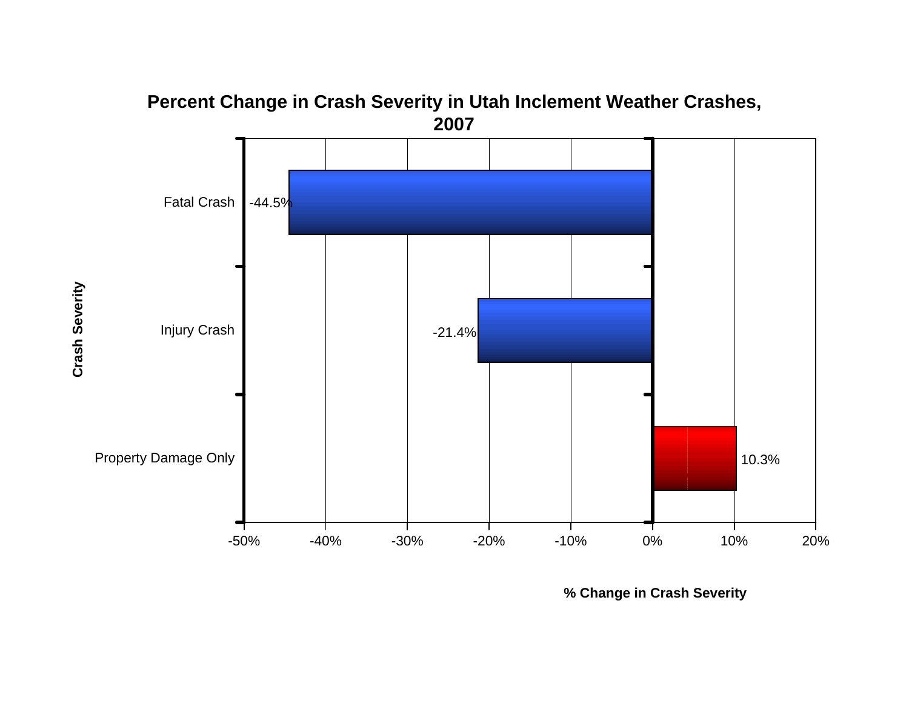## Percent Change in Crash Severity in Utah Inclement Weather Crashes, 2007

| Crash Severity | % Change in Crash Severity |
| --- | --- |
| Fatal Crash | -44.5% |
| Injury Crash | -21.4% |
| Property Damage Only | 10.3% |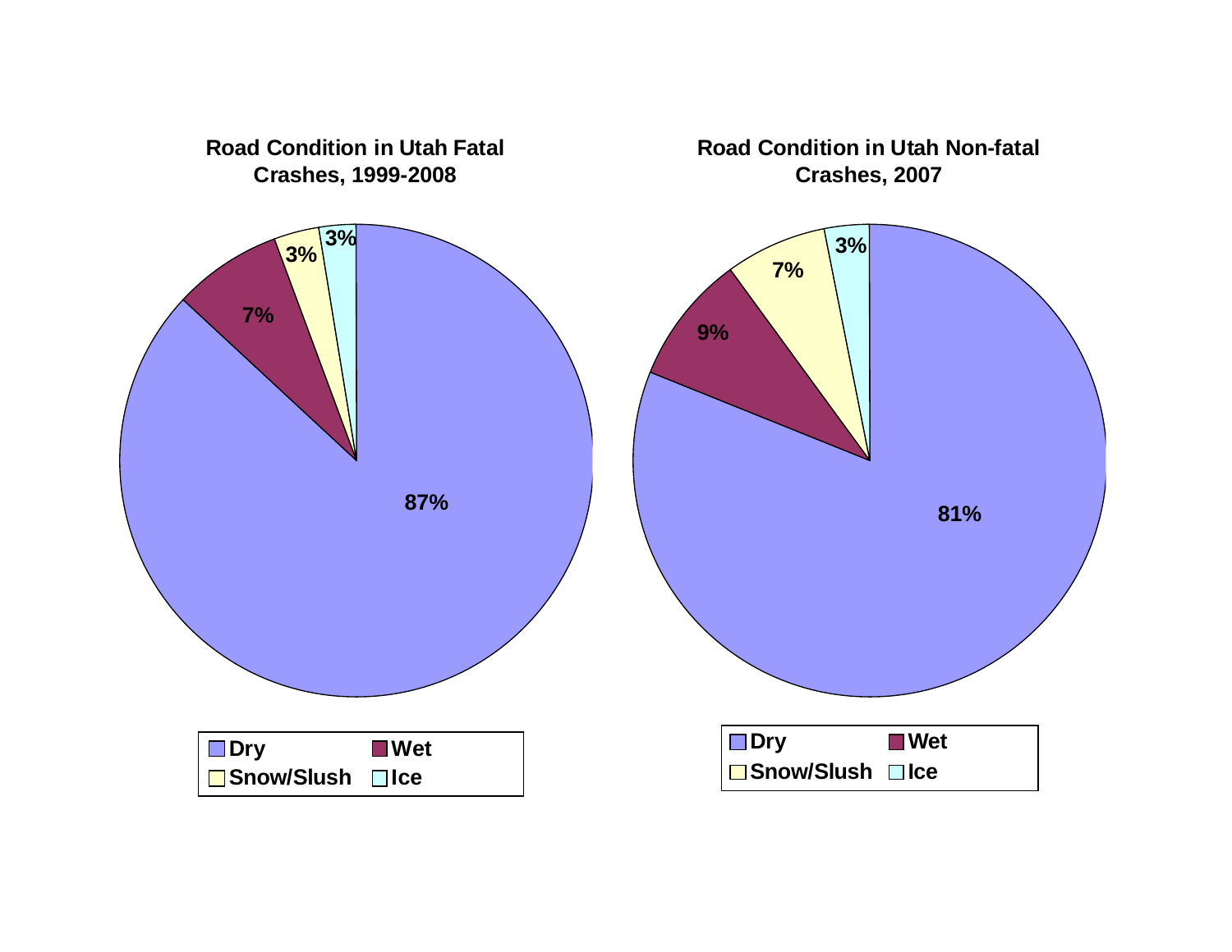**Road Condition in Utah Fatal Crashes, 1999-2008**

| Road Condition | Percent |
|---|---|
| Dry | 87% |
| Wet | 7% |
| Snow/Slush | 3% |
| Ice | 3% |

**Road Condition in Utah Non-fatal Crashes, 2007**

| Road Condition | Percent |
|---|---|
| Dry | 81% |
| Wet | 9% |
| Snow/Slush | 7% |
| Ice | 3% |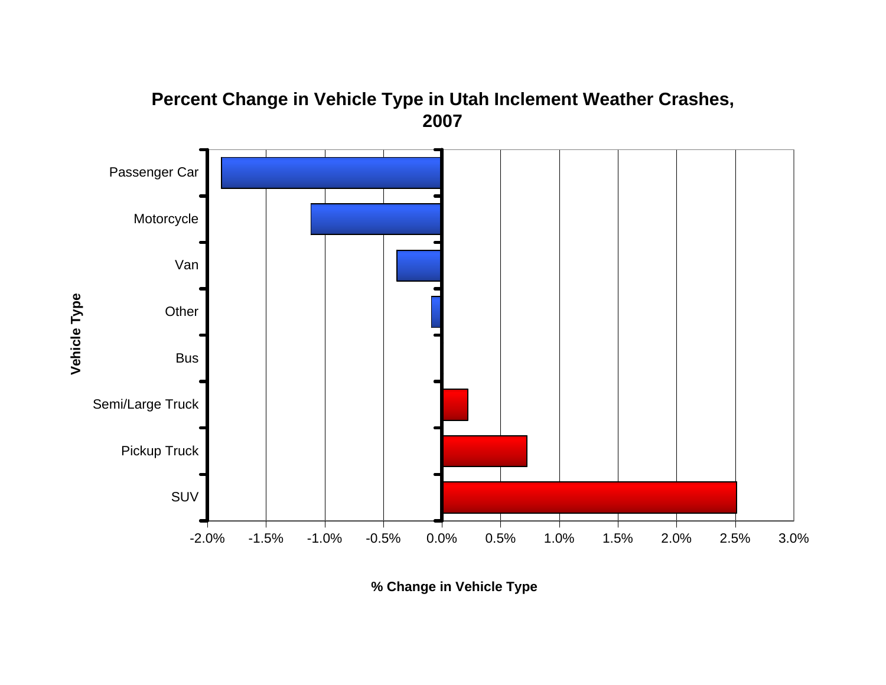**Percent Change in Vehicle Type in Utah Inclement Weather Crashes, 2007**

Vehicle Type

Passenger Car
Motorcycle
Van
Other
Bus
Semi/Large Truck
Pickup Truck
SUV

-2.0% -1.5% -1.0% -0.5% 0.0% 0.5% 1.0% 1.5% 2.0% 2.5% 3.0%

**% Change in Vehicle Type**